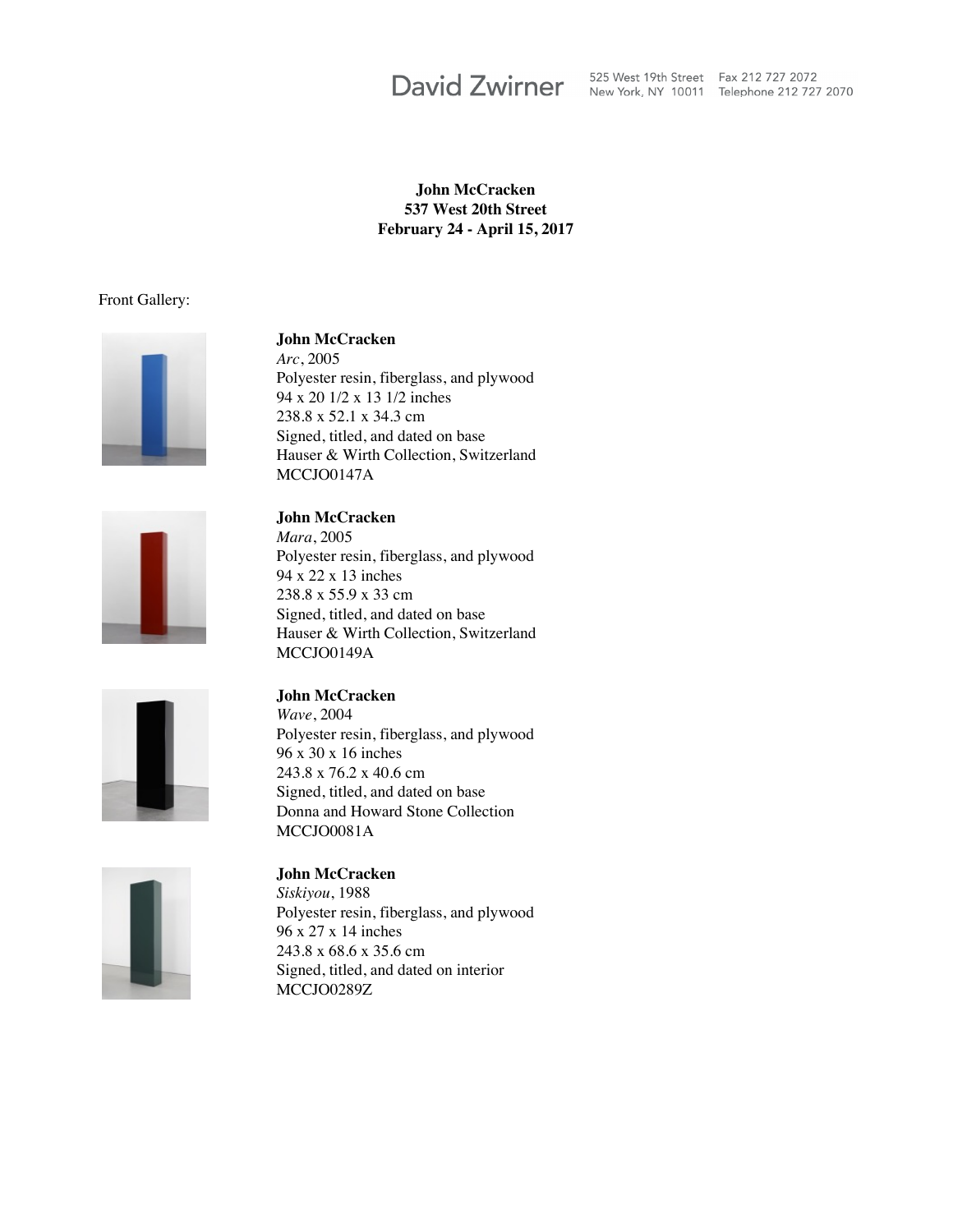David Zwirner

525 West 19th Street
New York, NY 10011
Fax 212 727 2072
Telephone 212 727 2070

**John McCracken**
**537 West 20th Street**
**February 24 - April 15, 2017**

Front Gallery:

**John McCracken**
*Arc*, 2005
Polyester resin, fiberglass, and plywood
94 x 20 1/2 x 13 1/2 inches
238.8 x 52.1 x 34.3 cm
Signed, titled, and dated on base
Hauser & Wirth Collection, Switzerland
MCCJO0147A

**John McCracken**
*Mara*, 2005
Polyester resin, fiberglass, and plywood
94 x 22 x 13 inches
238.8 x 55.9 x 33 cm
Signed, titled, and dated on base
Hauser & Wirth Collection, Switzerland
MCCJO0149A

**John McCracken**
*Wave*, 2004
Polyester resin, fiberglass, and plywood
96 x 30 x 16 inches
243.8 x 76.2 x 40.6 cm
Signed, titled, and dated on base
Donna and Howard Stone Collection
MCCJO0081A

**John McCracken**
*Siskiyou*, 1988
Polyester resin, fiberglass, and plywood
96 x 27 x 14 inches
243.8 x 68.6 x 35.6 cm
Signed, titled, and dated on interior
MCCJO0289Z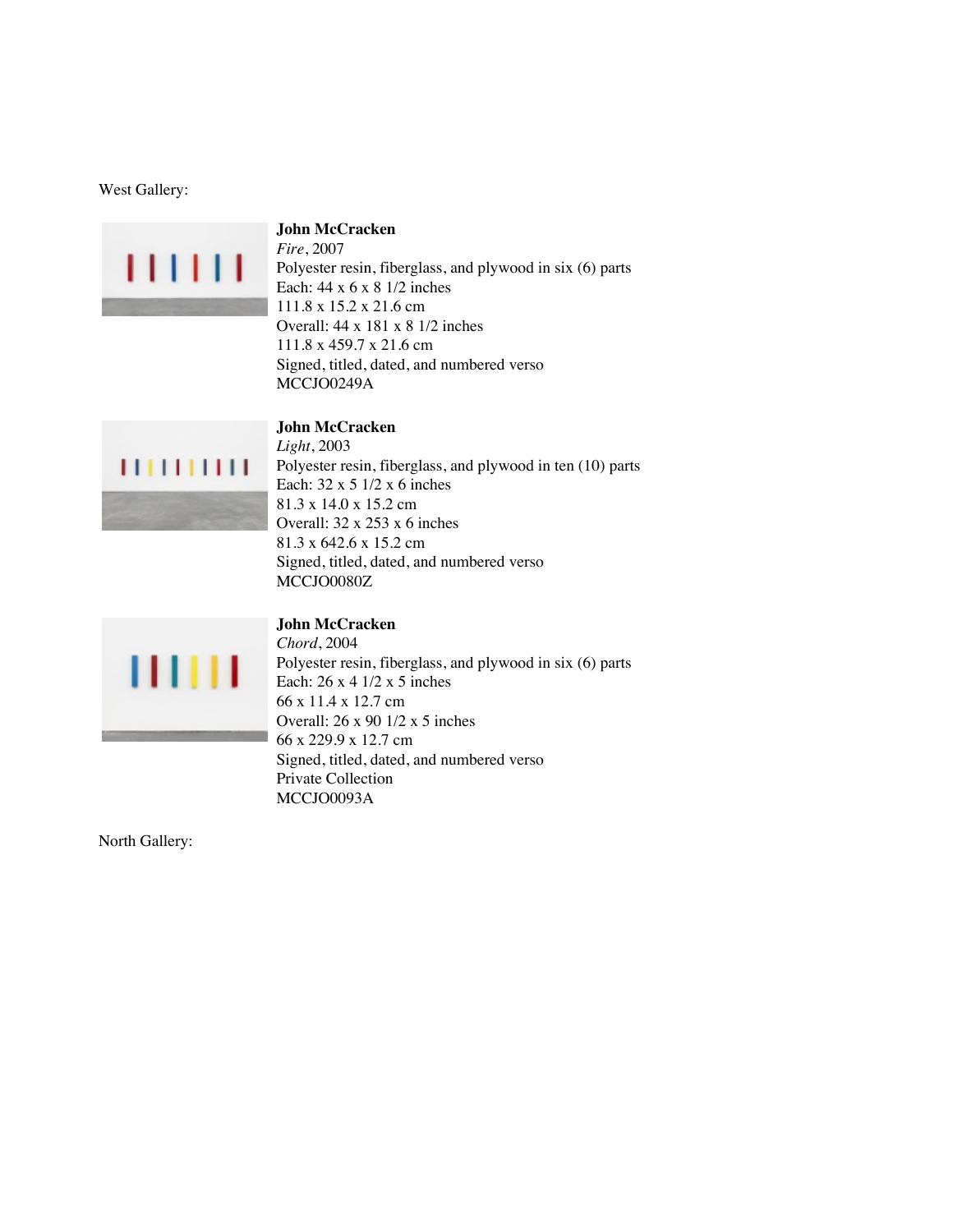West Gallery:

**John McCracken**
*Fire*, 2007
Polyester resin, fiberglass, and plywood in six (6) parts
Each: 44 x 6 x 8 1/2 inches
111.8 x 15.2 x 21.6 cm
Overall: 44 x 181 x 8 1/2 inches
111.8 x 459.7 x 21.6 cm
Signed, titled, dated, and numbered verso
MCCJO0249A

**John McCracken**
*Light*, 2003
Polyester resin, fiberglass, and plywood in ten (10) parts
Each: 32 x 5 1/2 x 6 inches
81.3 x 14.0 x 15.2 cm
Overall: 32 x 253 x 6 inches
81.3 x 642.6 x 15.2 cm
Signed, titled, dated, and numbered verso
MCCJO0080Z

**John McCracken**
*Chord*, 2004
Polyester resin, fiberglass, and plywood in six (6) parts
Each: 26 x 4 1/2 x 5 inches
66 x 11.4 x 12.7 cm
Overall: 26 x 90 1/2 x 5 inches
66 x 229.9 x 12.7 cm
Signed, titled, dated, and numbered verso
Private Collection
MCCJO0093A

North Gallery: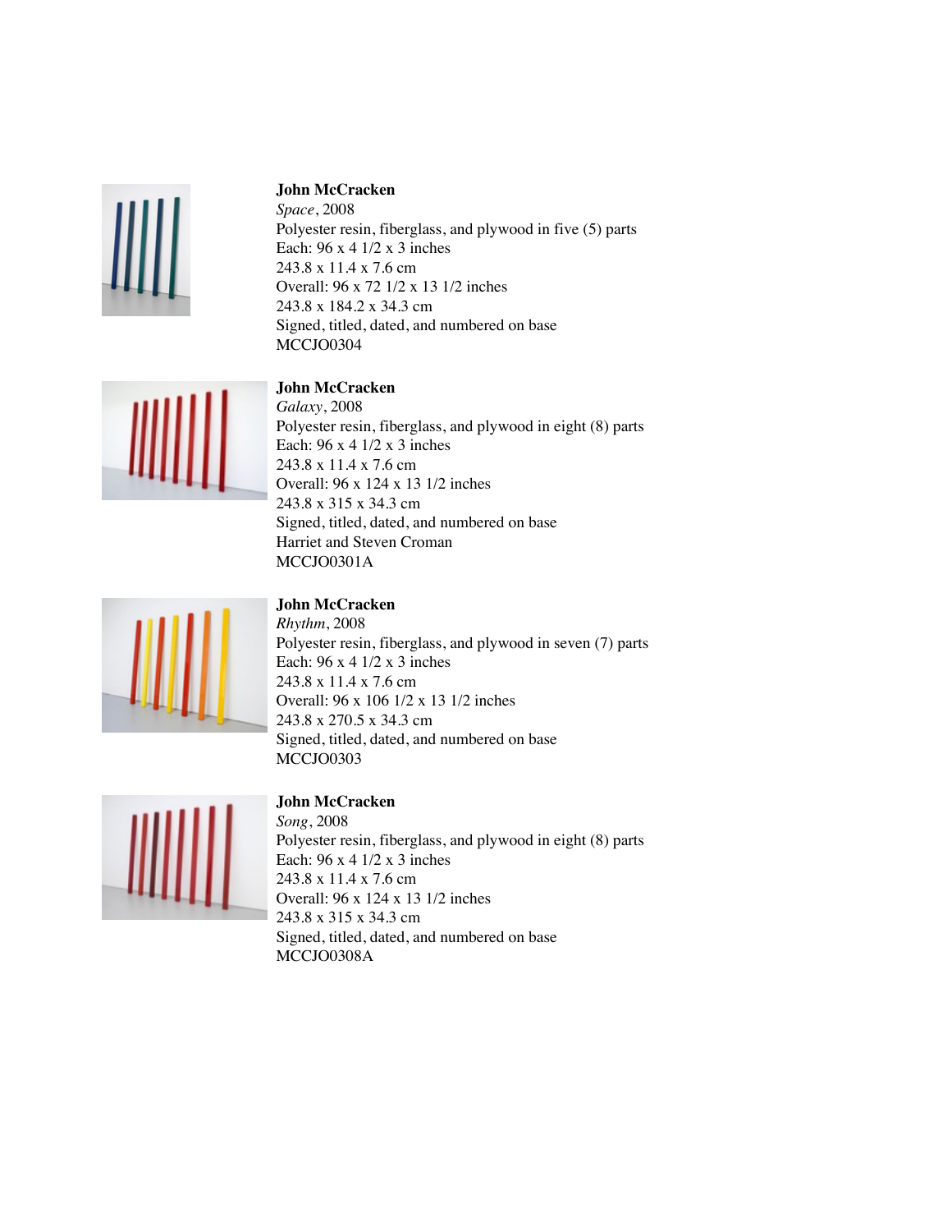**John McCracken**
*Space*, 2008
Polyester resin, fiberglass, and plywood in five (5) parts
Each: 96 x 4 1/2 x 3 inches
243.8 x 11.4 x 7.6 cm
Overall: 96 x 72 1/2 x 13 1/2 inches
243.8 x 184.2 x 34.3 cm
Signed, titled, dated, and numbered on base
MCCJO0304

**John McCracken**
*Galaxy*, 2008
Polyester resin, fiberglass, and plywood in eight (8) parts
Each: 96 x 4 1/2 x 3 inches
243.8 x 11.4 x 7.6 cm
Overall: 96 x 124 x 13 1/2 inches
243.8 x 315 x 34.3 cm
Signed, titled, dated, and numbered on base
Harriet and Steven Croman
MCCJO0301A

**John McCracken**
*Rhythm*, 2008
Polyester resin, fiberglass, and plywood in seven (7) parts
Each: 96 x 4 1/2 x 3 inches
243.8 x 11.4 x 7.6 cm
Overall: 96 x 106 1/2 x 13 1/2 inches
243.8 x 270.5 x 34.3 cm
Signed, titled, dated, and numbered on base
MCCJO0303

**John McCracken**
*Song*, 2008
Polyester resin, fiberglass, and plywood in eight (8) parts
Each: 96 x 4 1/2 x 3 inches
243.8 x 11.4 x 7.6 cm
Overall: 96 x 124 x 13 1/2 inches
243.8 x 315 x 34.3 cm
Signed, titled, dated, and numbered on base
MCCJO0308A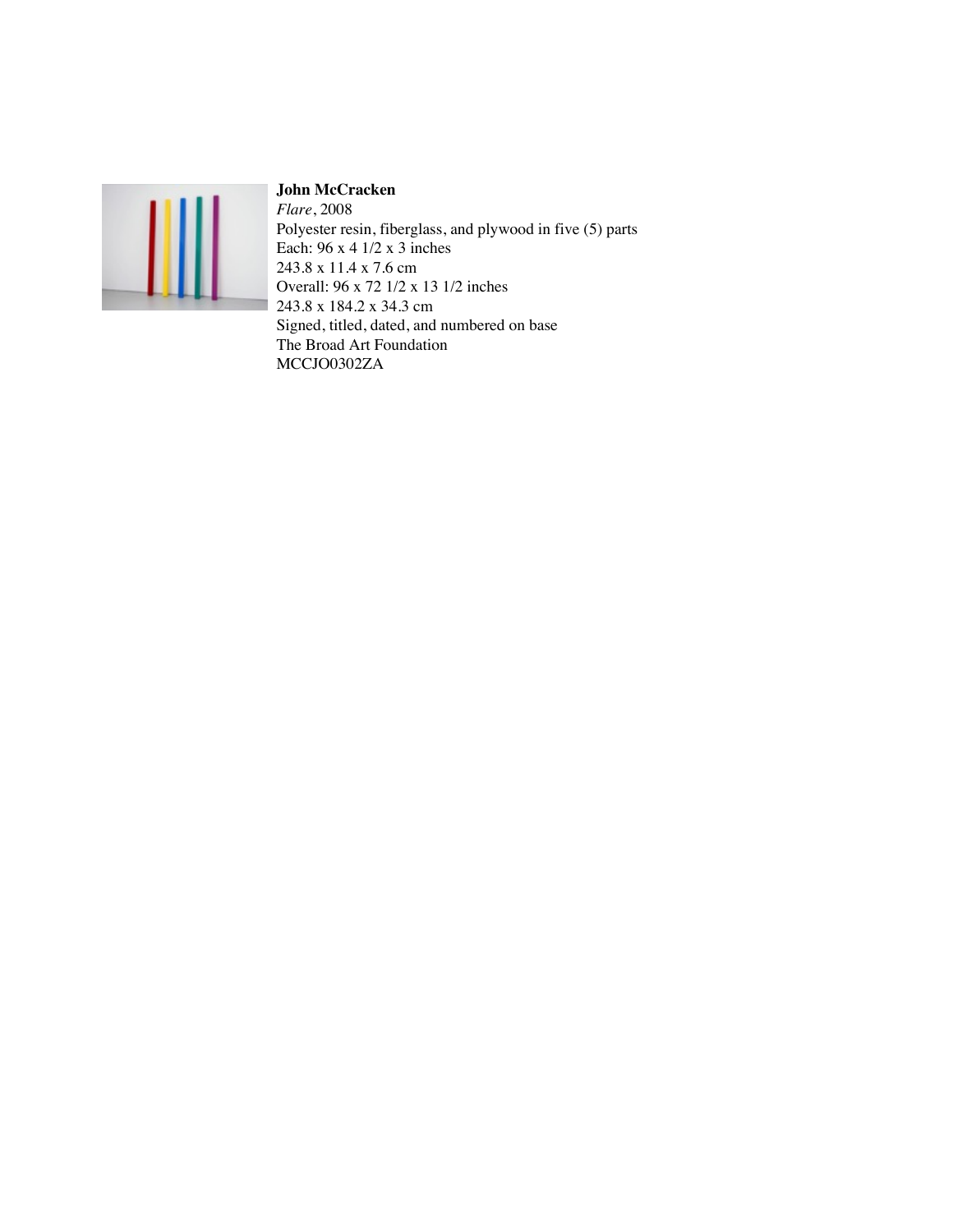**John McCracken**
*Flare*, 2008
Polyester resin, fiberglass, and plywood in five (5) parts
Each: 96 x 4 1/2 x 3 inches
243.8 x 11.4 x 7.6 cm
Overall: 96 x 72 1/2 x 13 1/2 inches
243.8 x 184.2 x 34.3 cm
Signed, titled, dated, and numbered on base
The Broad Art Foundation
MCCJO0302ZA